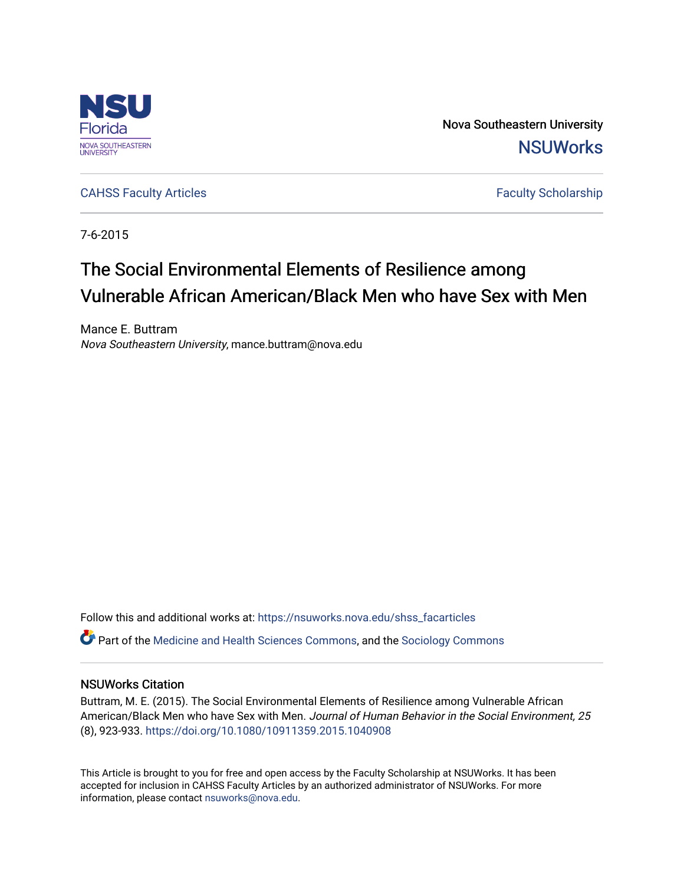Nova Southeastern University

NSUWorks

CAHSS Faculty Articles

Faculty Scholarship

7-6-2015

# The Social Environmental Elements of Resilience among Vulnerable African American/Black Men who have Sex with Men

Mance E. Buttram
*Nova Southeastern University*, mance.buttram@nova.edu

Follow this and additional works at: https://nsuworks.nova.edu/shss_facarticles

Part of the Medicine and Health Sciences Commons, and the Sociology Commons

## NSUWorks Citation

Buttram, M. E. (2015). The Social Environmental Elements of Resilience among Vulnerable African American/Black Men who have Sex with Men. *Journal of Human Behavior in the Social Environment, 25* (8), 923-933. https://doi.org/10.1080/10911359.2015.1040908

This Article is brought to you for free and open access by the Faculty Scholarship at NSUWorks. It has been accepted for inclusion in CAHSS Faculty Articles by an authorized administrator of NSUWorks. For more information, please contact nsuworks@nova.edu.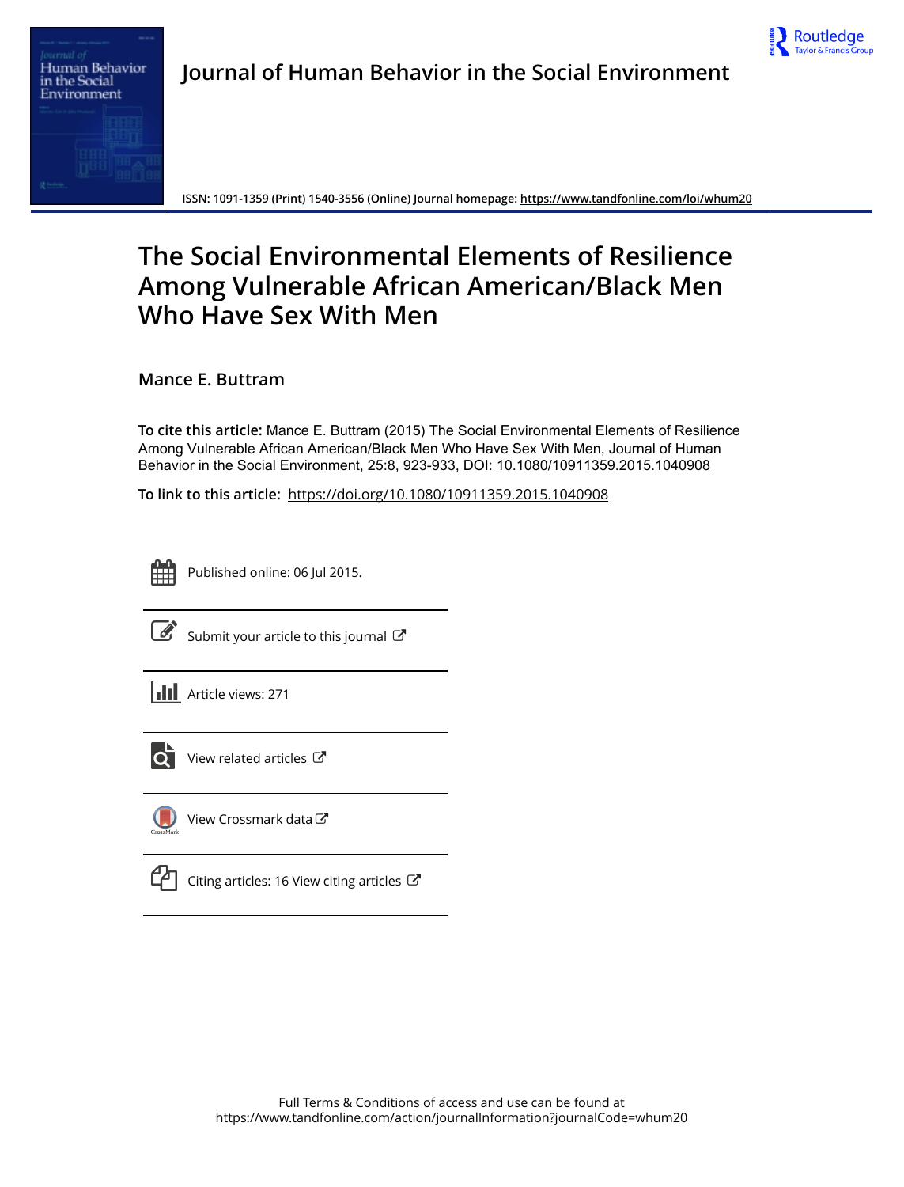Journal of Human Behavior in the Social Environment

ISSN: 1091-1359 (Print) 1540-3556 (Online) Journal homepage: https://www.tandfonline.com/loi/whum20

# The Social Environmental Elements of Resilience Among Vulnerable African American/Black Men Who Have Sex With Men

Mance E. Buttram

**To cite this article:** Mance E. Buttram (2015) The Social Environmental Elements of Resilience Among Vulnerable African American/Black Men Who Have Sex With Men, Journal of Human Behavior in the Social Environment, 25:8, 923-933, DOI: 10.1080/10911359.2015.1040908

**To link to this article:** https://doi.org/10.1080/10911359.2015.1040908

Published online: 06 Jul 2015.

Submit your article to this journal

Article views: 271

View related articles

View Crossmark data

Citing articles: 16 View citing articles

Full Terms & Conditions of access and use can be found at
https://www.tandfonline.com/action/journalInformation?journalCode=whum20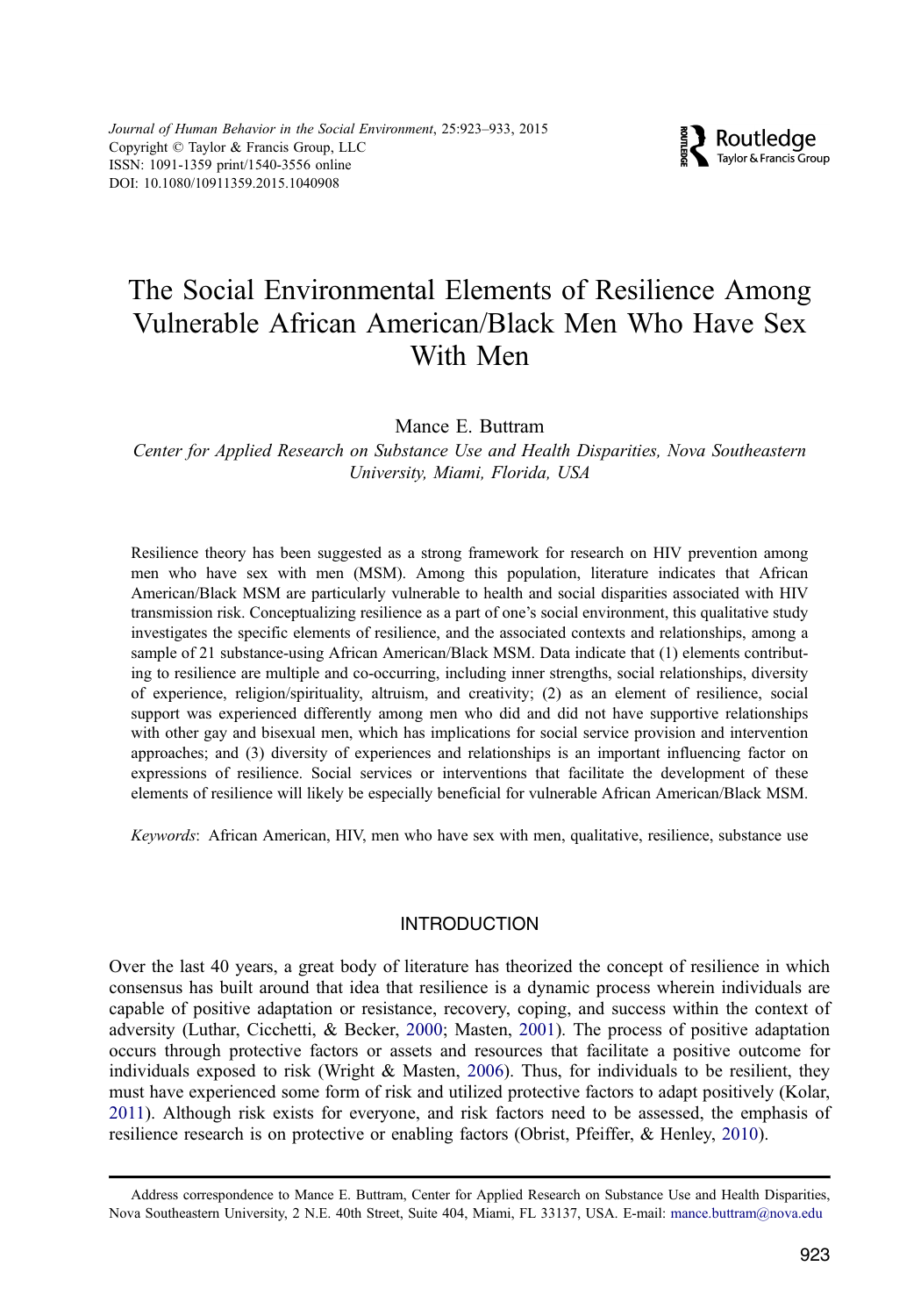# The Social Environmental Elements of Resilience Among Vulnerable African American/Black Men Who Have Sex With Men

Mance E. Buttram

*Center for Applied Research on Substance Use and Health Disparities, Nova Southeastern University, Miami, Florida, USA*

Resilience theory has been suggested as a strong framework for research on HIV prevention among men who have sex with men (MSM). Among this population, literature indicates that African American/Black MSM are particularly vulnerable to health and social disparities associated with HIV transmission risk. Conceptualizing resilience as a part of one's social environment, this qualitative study investigates the specific elements of resilience, and the associated contexts and relationships, among a sample of 21 substance-using African American/Black MSM. Data indicate that (1) elements contributing to resilience are multiple and co-occurring, including inner strengths, social relationships, diversity of experience, religion/spirituality, altruism, and creativity; (2) as an element of resilience, social support was experienced differently among men who did and did not have supportive relationships with other gay and bisexual men, which has implications for social service provision and intervention approaches; and (3) diversity of experiences and relationships is an important influencing factor on expressions of resilience. Social services or interventions that facilitate the development of these elements of resilience will likely be especially beneficial for vulnerable African American/Black MSM.

*Keywords*: African American, HIV, men who have sex with men, qualitative, resilience, substance use

## INTRODUCTION

Over the last 40 years, a great body of literature has theorized the concept of resilience in which consensus has built around that idea that resilience is a dynamic process wherein individuals are capable of positive adaptation or resistance, recovery, coping, and success within the context of adversity (Luthar, Cicchetti, & Becker, 2000; Masten, 2001). The process of positive adaptation occurs through protective factors or assets and resources that facilitate a positive outcome for individuals exposed to risk (Wright & Masten, 2006). Thus, for individuals to be resilient, they must have experienced some form of risk and utilized protective factors to adapt positively (Kolar, 2011). Although risk exists for everyone, and risk factors need to be assessed, the emphasis of resilience research is on protective or enabling factors (Obrist, Pfeiffer, & Henley, 2010).

Address correspondence to Mance E. Buttram, Center for Applied Research on Substance Use and Health Disparities, Nova Southeastern University, 2 N.E. 40th Street, Suite 404, Miami, FL 33137, USA. E-mail: mance.buttram@nova.edu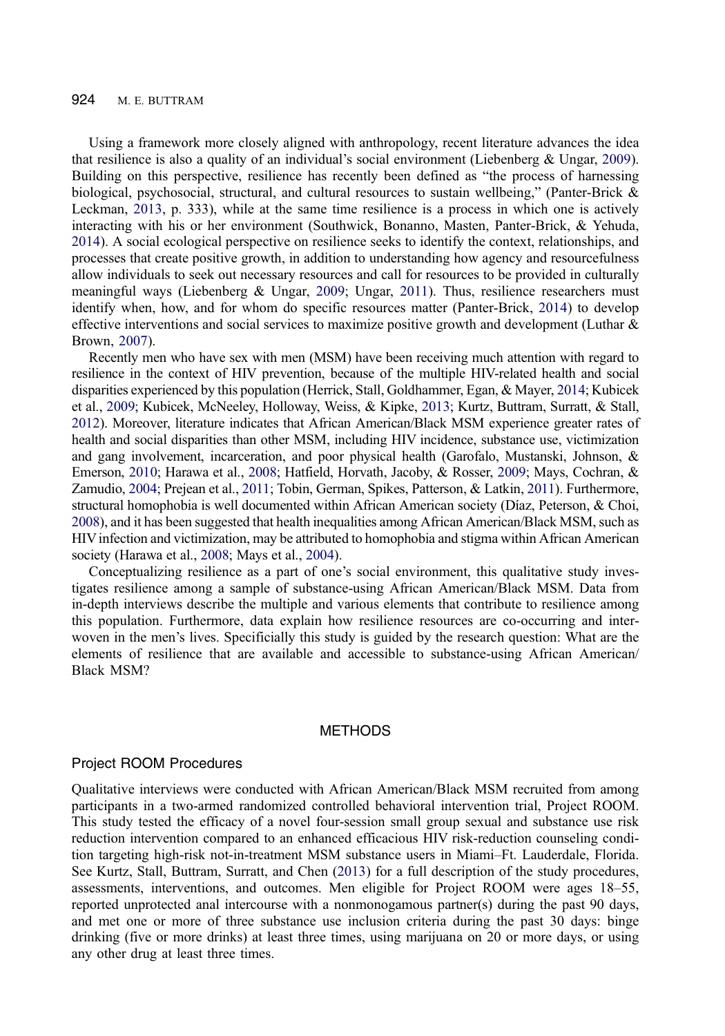Using a framework more closely aligned with anthropology, recent literature advances the idea that resilience is also a quality of an individual's social environment (Liebenberg & Ungar, 2009). Building on this perspective, resilience has recently been defined as "the process of harnessing biological, psychosocial, structural, and cultural resources to sustain wellbeing," (Panter-Brick & Leckman, 2013, p. 333), while at the same time resilience is a process in which one is actively interacting with his or her environment (Southwick, Bonanno, Masten, Panter-Brick, & Yehuda, 2014). A social ecological perspective on resilience seeks to identify the context, relationships, and processes that create positive growth, in addition to understanding how agency and resourcefulness allow individuals to seek out necessary resources and call for resources to be provided in culturally meaningful ways (Liebenberg & Ungar, 2009; Ungar, 2011). Thus, resilience researchers must identify when, how, and for whom do specific resources matter (Panter-Brick, 2014) to develop effective interventions and social services to maximize positive growth and development (Luthar & Brown, 2007).

Recently men who have sex with men (MSM) have been receiving much attention with regard to resilience in the context of HIV prevention, because of the multiple HIV-related health and social disparities experienced by this population (Herrick, Stall, Goldhammer, Egan, & Mayer, 2014; Kubicek et al., 2009; Kubicek, McNeeley, Holloway, Weiss, & Kipke, 2013; Kurtz, Buttram, Surratt, & Stall, 2012). Moreover, literature indicates that African American/Black MSM experience greater rates of health and social disparities than other MSM, including HIV incidence, substance use, victimization and gang involvement, incarceration, and poor physical health (Garofalo, Mustanski, Johnson, & Emerson, 2010; Harawa et al., 2008; Hatfield, Horvath, Jacoby, & Rosser, 2009; Mays, Cochran, & Zamudio, 2004; Prejean et al., 2011; Tobin, German, Spikes, Patterson, & Latkin, 2011). Furthermore, structural homophobia is well documented within African American society (Díaz, Peterson, & Choi, 2008), and it has been suggested that health inequalities among African American/Black MSM, such as HIV infection and victimization, may be attributed to homophobia and stigma within African American society (Harawa et al., 2008; Mays et al., 2004).

Conceptualizing resilience as a part of one's social environment, this qualitative study investigates resilience among a sample of substance-using African American/Black MSM. Data from in-depth interviews describe the multiple and various elements that contribute to resilience among this population. Furthermore, data explain how resilience resources are co-occurring and interwoven in the men's lives. Specificially this study is guided by the research question: What are the elements of resilience that are available and accessible to substance-using African American/Black MSM?

## METHODS

### Project ROOM Procedures

Qualitative interviews were conducted with African American/Black MSM recruited from among participants in a two-armed randomized controlled behavioral intervention trial, Project ROOM. This study tested the efficacy of a novel four-session small group sexual and substance use risk reduction intervention compared to an enhanced efficacious HIV risk-reduction counseling condition targeting high-risk not-in-treatment MSM substance users in Miami–Ft. Lauderdale, Florida. See Kurtz, Stall, Buttram, Surratt, and Chen (2013) for a full description of the study procedures, assessments, interventions, and outcomes. Men eligible for Project ROOM were ages 18–55, reported unprotected anal intercourse with a nonmonogamous partner(s) during the past 90 days, and met one or more of three substance use inclusion criteria during the past 30 days: binge drinking (five or more drinks) at least three times, using marijuana on 20 or more days, or using any other drug at least three times.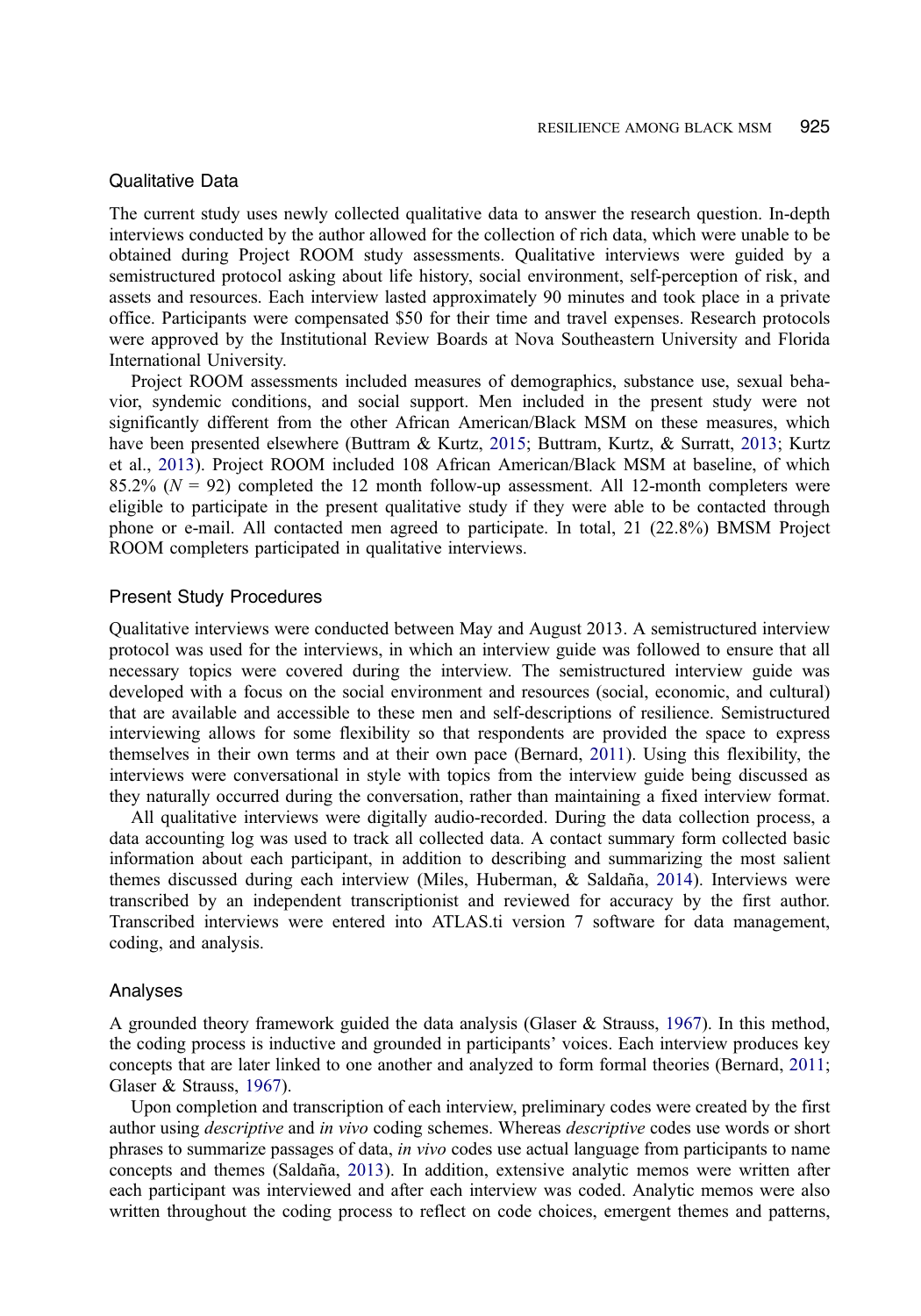## Qualitative Data

The current study uses newly collected qualitative data to answer the research question. In-depth interviews conducted by the author allowed for the collection of rich data, which were unable to be obtained during Project ROOM study assessments. Qualitative interviews were guided by a semistructured protocol asking about life history, social environment, self-perception of risk, and assets and resources. Each interview lasted approximately 90 minutes and took place in a private office. Participants were compensated $50 for their time and travel expenses. Research protocols were approved by the Institutional Review Boards at Nova Southeastern University and Florida International University.

Project ROOM assessments included measures of demographics, substance use, sexual behavior, syndemic conditions, and social support. Men included in the present study were not significantly different from the other African American/Black MSM on these measures, which have been presented elsewhere (Buttram & Kurtz, 2015; Buttram, Kurtz, & Surratt, 2013; Kurtz et al., 2013). Project ROOM included 108 African American/Black MSM at baseline, of which 85.2% ($N$ = 92) completed the 12 month follow-up assessment. All 12-month completers were eligible to participate in the present qualitative study if they were able to be contacted through phone or e-mail. All contacted men agreed to participate. In total, 21 (22.8%) BMSM Project ROOM completers participated in qualitative interviews.

## Present Study Procedures

Qualitative interviews were conducted between May and August 2013. A semistructured interview protocol was used for the interviews, in which an interview guide was followed to ensure that all necessary topics were covered during the interview. The semistructured interview guide was developed with a focus on the social environment and resources (social, economic, and cultural) that are available and accessible to these men and self-descriptions of resilience. Semistructured interviewing allows for some flexibility so that respondents are provided the space to express themselves in their own terms and at their own pace (Bernard, 2011). Using this flexibility, the interviews were conversational in style with topics from the interview guide being discussed as they naturally occurred during the conversation, rather than maintaining a fixed interview format.

All qualitative interviews were digitally audio-recorded. During the data collection process, a data accounting log was used to track all collected data. A contact summary form collected basic information about each participant, in addition to describing and summarizing the most salient themes discussed during each interview (Miles, Huberman, & Saldaña, 2014). Interviews were transcribed by an independent transcriptionist and reviewed for accuracy by the first author. Transcribed interviews were entered into ATLAS.ti version 7 software for data management, coding, and analysis.

## Analyses

A grounded theory framework guided the data analysis (Glaser & Strauss, 1967). In this method, the coding process is inductive and grounded in participants' voices. Each interview produces key concepts that are later linked to one another and analyzed to form formal theories (Bernard, 2011; Glaser & Strauss, 1967).

Upon completion and transcription of each interview, preliminary codes were created by the first author using *descriptive* and *in vivo* coding schemes. Whereas *descriptive* codes use words or short phrases to summarize passages of data, *in vivo* codes use actual language from participants to name concepts and themes (Saldaña, 2013). In addition, extensive analytic memos were written after each participant was interviewed and after each interview was coded. Analytic memos were also written throughout the coding process to reflect on code choices, emergent themes and patterns,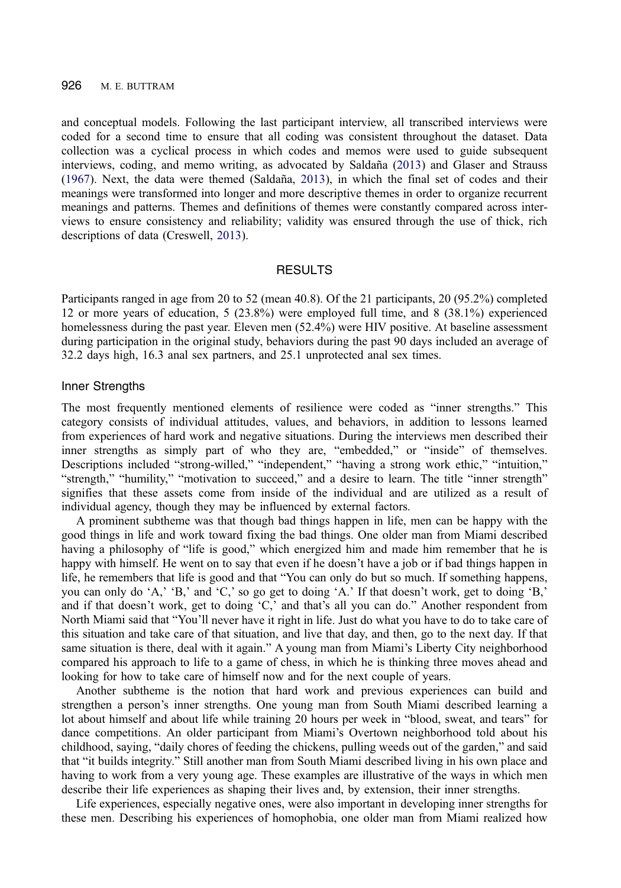and conceptual models. Following the last participant interview, all transcribed interviews were coded for a second time to ensure that all coding was consistent throughout the dataset. Data collection was a cyclical process in which codes and memos were used to guide subsequent interviews, coding, and memo writing, as advocated by Saldaña (2013) and Glaser and Strauss (1967). Next, the data were themed (Saldaña, 2013), in which the final set of codes and their meanings were transformed into longer and more descriptive themes in order to organize recurrent meanings and patterns. Themes and definitions of themes were constantly compared across interviews to ensure consistency and reliability; validity was ensured through the use of thick, rich descriptions of data (Creswell, 2013).

## RESULTS

Participants ranged in age from 20 to 52 (mean 40.8). Of the 21 participants, 20 (95.2%) completed 12 or more years of education, 5 (23.8%) were employed full time, and 8 (38.1%) experienced homelessness during the past year. Eleven men (52.4%) were HIV positive. At baseline assessment during participation in the original study, behaviors during the past 90 days included an average of 32.2 days high, 16.3 anal sex partners, and 25.1 unprotected anal sex times.

### Inner Strengths

The most frequently mentioned elements of resilience were coded as "inner strengths." This category consists of individual attitudes, values, and behaviors, in addition to lessons learned from experiences of hard work and negative situations. During the interviews men described their inner strengths as simply part of who they are, "embedded," or "inside" of themselves. Descriptions included "strong-willed," "independent," "having a strong work ethic," "intuition," "strength," "humility," "motivation to succeed," and a desire to learn. The title "inner strength" signifies that these assets come from inside of the individual and are utilized as a result of individual agency, though they may be influenced by external factors.

A prominent subtheme was that though bad things happen in life, men can be happy with the good things in life and work toward fixing the bad things. One older man from Miami described having a philosophy of "life is good," which energized him and made him remember that he is happy with himself. He went on to say that even if he doesn't have a job or if bad things happen in life, he remembers that life is good and that "You can only do but so much. If something happens, you can only do 'A,' 'B,' and 'C,' so go get to doing 'A.' If that doesn't work, get to doing 'B,' and if that doesn't work, get to doing 'C,' and that's all you can do." Another respondent from North Miami said that "You'll never have it right in life. Just do what you have to do to take care of this situation and take care of that situation, and live that day, and then, go to the next day. If that same situation is there, deal with it again." A young man from Miami's Liberty City neighborhood compared his approach to life to a game of chess, in which he is thinking three moves ahead and looking for how to take care of himself now and for the next couple of years.

Another subtheme is the notion that hard work and previous experiences can build and strengthen a person's inner strengths. One young man from South Miami described learning a lot about himself and about life while training 20 hours per week in "blood, sweat, and tears" for dance competitions. An older participant from Miami's Overtown neighborhood told about his childhood, saying, "daily chores of feeding the chickens, pulling weeds out of the garden," and said that "it builds integrity." Still another man from South Miami described living in his own place and having to work from a very young age. These examples are illustrative of the ways in which men describe their life experiences as shaping their lives and, by extension, their inner strengths.

Life experiences, especially negative ones, were also important in developing inner strengths for these men. Describing his experiences of homophobia, one older man from Miami realized how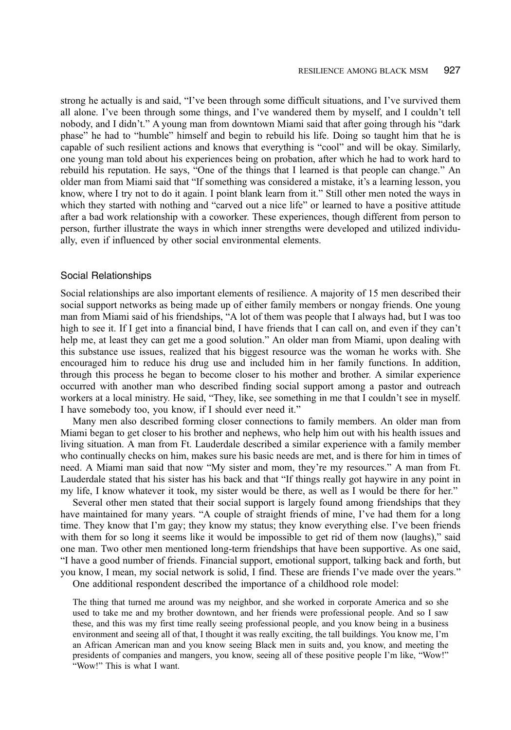strong he actually is and said, "I've been through some difficult situations, and I've survived them all alone. I've been through some things, and I've wandered them by myself, and I couldn't tell nobody, and I didn't." A young man from downtown Miami said that after going through his "dark phase" he had to "humble" himself and begin to rebuild his life. Doing so taught him that he is capable of such resilient actions and knows that everything is "cool" and will be okay. Similarly, one young man told about his experiences being on probation, after which he had to work hard to rebuild his reputation. He says, "One of the things that I learned is that people can change." An older man from Miami said that "If something was considered a mistake, it's a learning lesson, you know, where I try not to do it again. I point blank learn from it." Still other men noted the ways in which they started with nothing and "carved out a nice life" or learned to have a positive attitude after a bad work relationship with a coworker. These experiences, though different from person to person, further illustrate the ways in which inner strengths were developed and utilized individually, even if influenced by other social environmental elements.

### Social Relationships

Social relationships are also important elements of resilience. A majority of 15 men described their social support networks as being made up of either family members or nongay friends. One young man from Miami said of his friendships, "A lot of them was people that I always had, but I was too high to see it. If I get into a financial bind, I have friends that I can call on, and even if they can't help me, at least they can get me a good solution." An older man from Miami, upon dealing with this substance use issues, realized that his biggest resource was the woman he works with. She encouraged him to reduce his drug use and included him in her family functions. In addition, through this process he began to become closer to his mother and brother. A similar experience occurred with another man who described finding social support among a pastor and outreach workers at a local ministry. He said, "They, like, see something in me that I couldn't see in myself. I have somebody too, you know, if I should ever need it."

Many men also described forming closer connections to family members. An older man from Miami began to get closer to his brother and nephews, who help him out with his health issues and living situation. A man from Ft. Lauderdale described a similar experience with a family member who continually checks on him, makes sure his basic needs are met, and is there for him in times of need. A Miami man said that now "My sister and mom, they're my resources." A man from Ft. Lauderdale stated that his sister has his back and that "If things really got haywire in any point in my life, I know whatever it took, my sister would be there, as well as I would be there for her."

Several other men stated that their social support is largely found among friendships that they have maintained for many years. "A couple of straight friends of mine, I've had them for a long time. They know that I'm gay; they know my status; they know everything else. I've been friends with them for so long it seems like it would be impossible to get rid of them now (laughs)," said one man. Two other men mentioned long-term friendships that have been supportive. As one said, "I have a good number of friends. Financial support, emotional support, talking back and forth, but you know, I mean, my social network is solid, I find. These are friends I've made over the years."

One additional respondent described the importance of a childhood role model:

> The thing that turned me around was my neighbor, and she worked in corporate America and so she used to take me and my brother downtown, and her friends were professional people. And so I saw these, and this was my first time really seeing professional people, and you know being in a business environment and seeing all of that, I thought it was really exciting, the tall buildings. You know me, I'm an African American man and you know seeing Black men in suits and, you know, and meeting the presidents of companies and mangers, you know, seeing all of these positive people I'm like, "Wow!" "Wow!" This is what I want.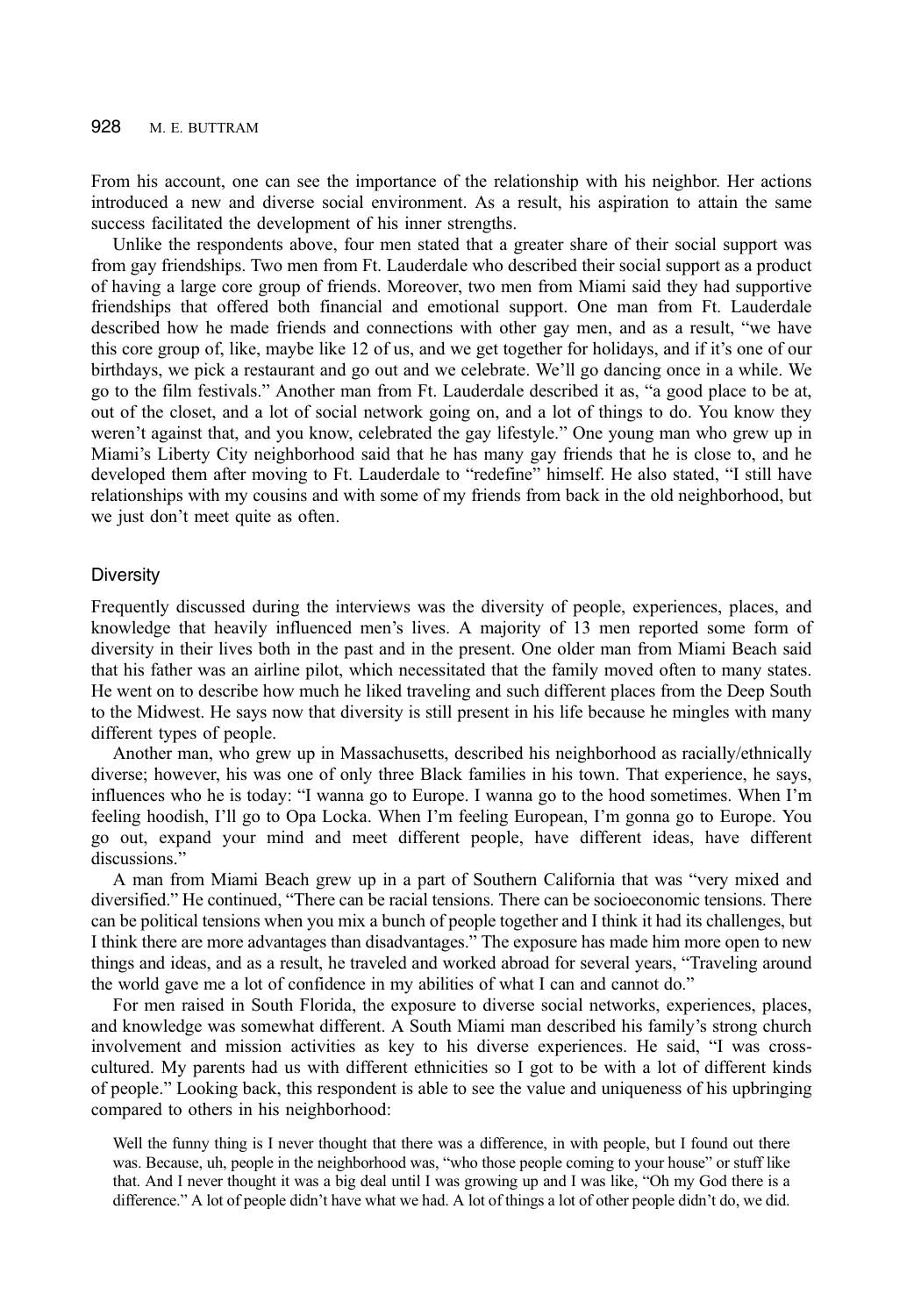From his account, one can see the importance of the relationship with his neighbor. Her actions introduced a new and diverse social environment. As a result, his aspiration to attain the same success facilitated the development of his inner strengths.

Unlike the respondents above, four men stated that a greater share of their social support was from gay friendships. Two men from Ft. Lauderdale who described their social support as a product of having a large core group of friends. Moreover, two men from Miami said they had supportive friendships that offered both financial and emotional support. One man from Ft. Lauderdale described how he made friends and connections with other gay men, and as a result, "we have this core group of, like, maybe like 12 of us, and we get together for holidays, and if it's one of our birthdays, we pick a restaurant and go out and we celebrate. We'll go dancing once in a while. We go to the film festivals." Another man from Ft. Lauderdale described it as, "a good place to be at, out of the closet, and a lot of social network going on, and a lot of things to do. You know they weren't against that, and you know, celebrated the gay lifestyle." One young man who grew up in Miami's Liberty City neighborhood said that he has many gay friends that he is close to, and he developed them after moving to Ft. Lauderdale to "redefine" himself. He also stated, "I still have relationships with my cousins and with some of my friends from back in the old neighborhood, but we just don't meet quite as often.

### Diversity

Frequently discussed during the interviews was the diversity of people, experiences, places, and knowledge that heavily influenced men's lives. A majority of 13 men reported some form of diversity in their lives both in the past and in the present. One older man from Miami Beach said that his father was an airline pilot, which necessitated that the family moved often to many states. He went on to describe how much he liked traveling and such different places from the Deep South to the Midwest. He says now that diversity is still present in his life because he mingles with many different types of people.

Another man, who grew up in Massachusetts, described his neighborhood as racially/ethnically diverse; however, his was one of only three Black families in his town. That experience, he says, influences who he is today: "I wanna go to Europe. I wanna go to the hood sometimes. When I'm feeling hoodish, I'll go to Opa Locka. When I'm feeling European, I'm gonna go to Europe. You go out, expand your mind and meet different people, have different ideas, have different discussions."

A man from Miami Beach grew up in a part of Southern California that was "very mixed and diversified." He continued, "There can be racial tensions. There can be socioeconomic tensions. There can be political tensions when you mix a bunch of people together and I think it had its challenges, but I think there are more advantages than disadvantages." The exposure has made him more open to new things and ideas, and as a result, he traveled and worked abroad for several years, "Traveling around the world gave me a lot of confidence in my abilities of what I can and cannot do."

For men raised in South Florida, the exposure to diverse social networks, experiences, places, and knowledge was somewhat different. A South Miami man described his family's strong church involvement and mission activities as key to his diverse experiences. He said, "I was cross-cultured. My parents had us with different ethnicities so I got to be with a lot of different kinds of people." Looking back, this respondent is able to see the value and uniqueness of his upbringing compared to others in his neighborhood:

> Well the funny thing is I never thought that there was a difference, in with people, but I found out there was. Because, uh, people in the neighborhood was, "who those people coming to your house" or stuff like that. And I never thought it was a big deal until I was growing up and I was like, "Oh my God there is a difference." A lot of people didn't have what we had. A lot of things a lot of other people didn't do, we did.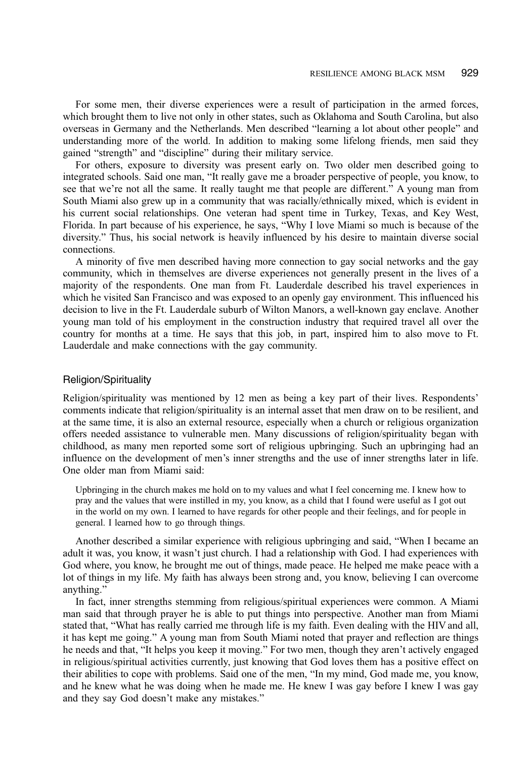For some men, their diverse experiences were a result of participation in the armed forces, which brought them to live not only in other states, such as Oklahoma and South Carolina, but also overseas in Germany and the Netherlands. Men described "learning a lot about other people" and understanding more of the world. In addition to making some lifelong friends, men said they gained "strength" and "discipline" during their military service.

For others, exposure to diversity was present early on. Two older men described going to integrated schools. Said one man, "It really gave me a broader perspective of people, you know, to see that we're not all the same. It really taught me that people are different." A young man from South Miami also grew up in a community that was racially/ethnically mixed, which is evident in his current social relationships. One veteran had spent time in Turkey, Texas, and Key West, Florida. In part because of his experience, he says, "Why I love Miami so much is because of the diversity." Thus, his social network is heavily influenced by his desire to maintain diverse social connections.

A minority of five men described having more connection to gay social networks and the gay community, which in themselves are diverse experiences not generally present in the lives of a majority of the respondents. One man from Ft. Lauderdale described his travel experiences in which he visited San Francisco and was exposed to an openly gay environment. This influenced his decision to live in the Ft. Lauderdale suburb of Wilton Manors, a well-known gay enclave. Another young man told of his employment in the construction industry that required travel all over the country for months at a time. He says that this job, in part, inspired him to also move to Ft. Lauderdale and make connections with the gay community.

### Religion/Spirituality

Religion/spirituality was mentioned by 12 men as being a key part of their lives. Respondents' comments indicate that religion/spirituality is an internal asset that men draw on to be resilient, and at the same time, it is also an external resource, especially when a church or religious organization offers needed assistance to vulnerable men. Many discussions of religion/spirituality began with childhood, as many men reported some sort of religious upbringing. Such an upbringing had an influence on the development of men's inner strengths and the use of inner strengths later in life. One older man from Miami said:

> Upbringing in the church makes me hold on to my values and what I feel concerning me. I knew how to pray and the values that were instilled in my, you know, as a child that I found were useful as I got out in the world on my own. I learned to have regards for other people and their feelings, and for people in general. I learned how to go through things.

Another described a similar experience with religious upbringing and said, "When I became an adult it was, you know, it wasn't just church. I had a relationship with God. I had experiences with God where, you know, he brought me out of things, made peace. He helped me make peace with a lot of things in my life. My faith has always been strong and, you know, believing I can overcome anything."

In fact, inner strengths stemming from religious/spiritual experiences were common. A Miami man said that through prayer he is able to put things into perspective. Another man from Miami stated that, "What has really carried me through life is my faith. Even dealing with the HIV and all, it has kept me going." A young man from South Miami noted that prayer and reflection are things he needs and that, "It helps you keep it moving." For two men, though they aren't actively engaged in religious/spiritual activities currently, just knowing that God loves them has a positive effect on their abilities to cope with problems. Said one of the men, "In my mind, God made me, you know, and he knew what he was doing when he made me. He knew I was gay before I knew I was gay and they say God doesn't make any mistakes."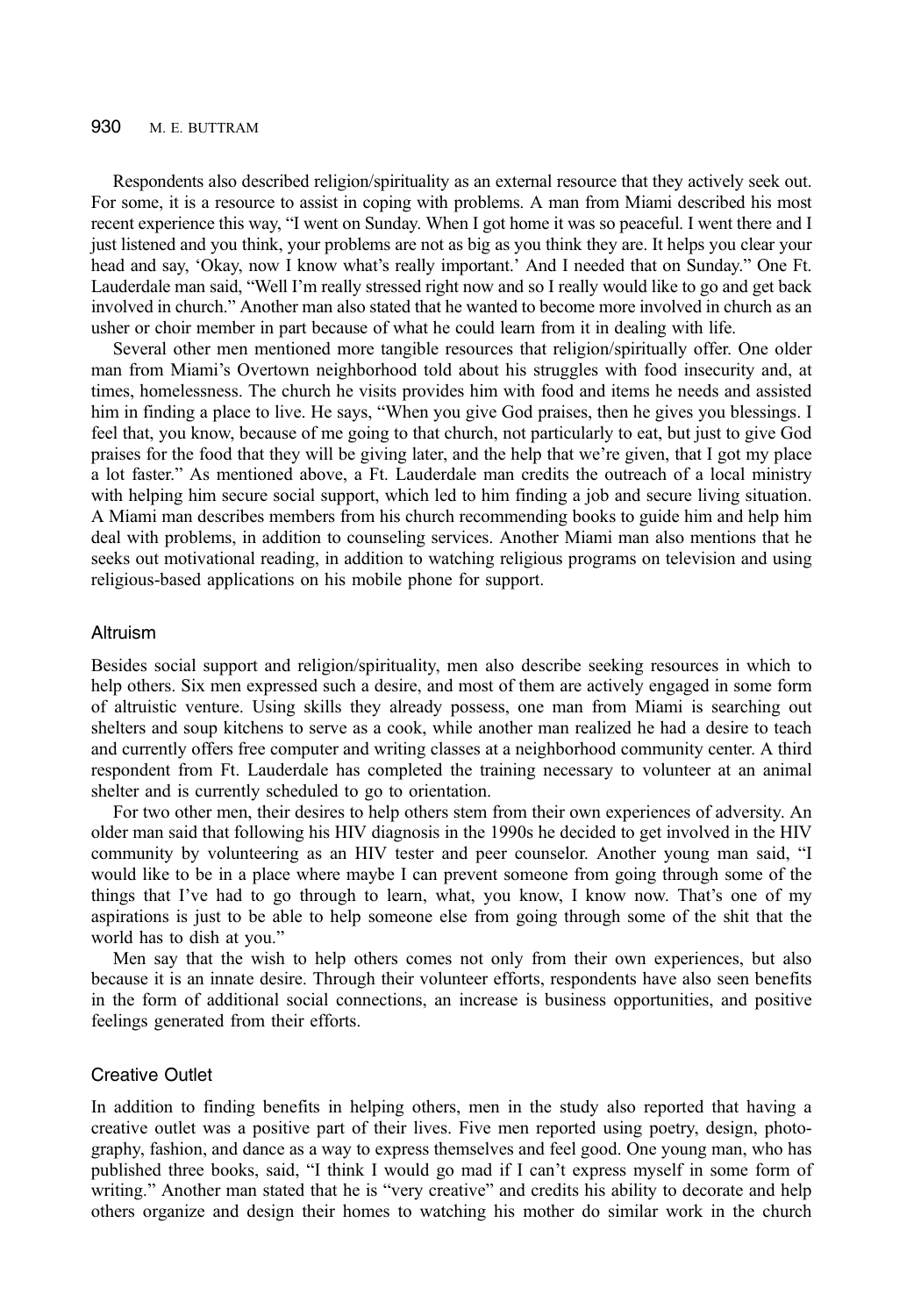Respondents also described religion/spirituality as an external resource that they actively seek out. For some, it is a resource to assist in coping with problems. A man from Miami described his most recent experience this way, "I went on Sunday. When I got home it was so peaceful. I went there and I just listened and you think, your problems are not as big as you think they are. It helps you clear your head and say, 'Okay, now I know what's really important.' And I needed that on Sunday." One Ft. Lauderdale man said, "Well I'm really stressed right now and so I really would like to go and get back involved in church." Another man also stated that he wanted to become more involved in church as an usher or choir member in part because of what he could learn from it in dealing with life.

Several other men mentioned more tangible resources that religion/spiritually offer. One older man from Miami's Overtown neighborhood told about his struggles with food insecurity and, at times, homelessness. The church he visits provides him with food and items he needs and assisted him in finding a place to live. He says, "When you give God praises, then he gives you blessings. I feel that, you know, because of me going to that church, not particularly to eat, but just to give God praises for the food that they will be giving later, and the help that we're given, that I got my place a lot faster." As mentioned above, a Ft. Lauderdale man credits the outreach of a local ministry with helping him secure social support, which led to him finding a job and secure living situation. A Miami man describes members from his church recommending books to guide him and help him deal with problems, in addition to counseling services. Another Miami man also mentions that he seeks out motivational reading, in addition to watching religious programs on television and using religious-based applications on his mobile phone for support.

### Altruism

Besides social support and religion/spirituality, men also describe seeking resources in which to help others. Six men expressed such a desire, and most of them are actively engaged in some form of altruistic venture. Using skills they already possess, one man from Miami is searching out shelters and soup kitchens to serve as a cook, while another man realized he had a desire to teach and currently offers free computer and writing classes at a neighborhood community center. A third respondent from Ft. Lauderdale has completed the training necessary to volunteer at an animal shelter and is currently scheduled to go to orientation.

For two other men, their desires to help others stem from their own experiences of adversity. An older man said that following his HIV diagnosis in the 1990s he decided to get involved in the HIV community by volunteering as an HIV tester and peer counselor. Another young man said, "I would like to be in a place where maybe I can prevent someone from going through some of the things that I've had to go through to learn, what, you know, I know now. That's one of my aspirations is just to be able to help someone else from going through some of the shit that the world has to dish at you."

Men say that the wish to help others comes not only from their own experiences, but also because it is an innate desire. Through their volunteer efforts, respondents have also seen benefits in the form of additional social connections, an increase is business opportunities, and positive feelings generated from their efforts.

### Creative Outlet

In addition to finding benefits in helping others, men in the study also reported that having a creative outlet was a positive part of their lives. Five men reported using poetry, design, photography, fashion, and dance as a way to express themselves and feel good. One young man, who has published three books, said, "I think I would go mad if I can't express myself in some form of writing." Another man stated that he is "very creative" and credits his ability to decorate and help others organize and design their homes to watching his mother do similar work in the church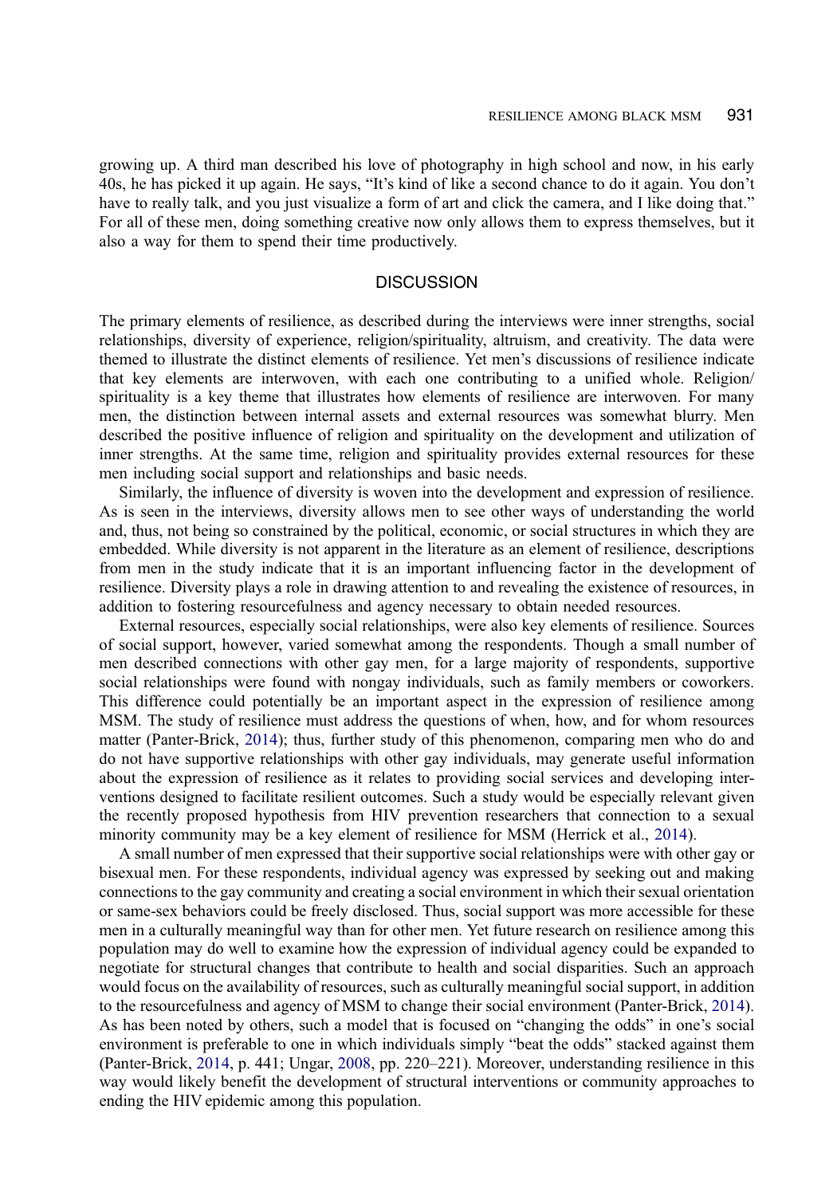growing up. A third man described his love of photography in high school and now, in his early 40s, he has picked it up again. He says, "It's kind of like a second chance to do it again. You don't have to really talk, and you just visualize a form of art and click the camera, and I like doing that." For all of these men, doing something creative now only allows them to express themselves, but it also a way for them to spend their time productively.

## DISCUSSION

The primary elements of resilience, as described during the interviews were inner strengths, social relationships, diversity of experience, religion/spirituality, altruism, and creativity. The data were themed to illustrate the distinct elements of resilience. Yet men's discussions of resilience indicate that key elements are interwoven, with each one contributing to a unified whole. Religion/spirituality is a key theme that illustrates how elements of resilience are interwoven. For many men, the distinction between internal assets and external resources was somewhat blurry. Men described the positive influence of religion and spirituality on the development and utilization of inner strengths. At the same time, religion and spirituality provides external resources for these men including social support and relationships and basic needs.

Similarly, the influence of diversity is woven into the development and expression of resilience. As is seen in the interviews, diversity allows men to see other ways of understanding the world and, thus, not being so constrained by the political, economic, or social structures in which they are embedded. While diversity is not apparent in the literature as an element of resilience, descriptions from men in the study indicate that it is an important influencing factor in the development of resilience. Diversity plays a role in drawing attention to and revealing the existence of resources, in addition to fostering resourcefulness and agency necessary to obtain needed resources.

External resources, especially social relationships, were also key elements of resilience. Sources of social support, however, varied somewhat among the respondents. Though a small number of men described connections with other gay men, for a large majority of respondents, supportive social relationships were found with nongay individuals, such as family members or coworkers. This difference could potentially be an important aspect in the expression of resilience among MSM. The study of resilience must address the questions of when, how, and for whom resources matter (Panter-Brick, 2014); thus, further study of this phenomenon, comparing men who do and do not have supportive relationships with other gay individuals, may generate useful information about the expression of resilience as it relates to providing social services and developing interventions designed to facilitate resilient outcomes. Such a study would be especially relevant given the recently proposed hypothesis from HIV prevention researchers that connection to a sexual minority community may be a key element of resilience for MSM (Herrick et al., 2014).

A small number of men expressed that their supportive social relationships were with other gay or bisexual men. For these respondents, individual agency was expressed by seeking out and making connections to the gay community and creating a social environment in which their sexual orientation or same-sex behaviors could be freely disclosed. Thus, social support was more accessible for these men in a culturally meaningful way than for other men. Yet future research on resilience among this population may do well to examine how the expression of individual agency could be expanded to negotiate for structural changes that contribute to health and social disparities. Such an approach would focus on the availability of resources, such as culturally meaningful social support, in addition to the resourcefulness and agency of MSM to change their social environment (Panter-Brick, 2014). As has been noted by others, such a model that is focused on "changing the odds" in one's social environment is preferable to one in which individuals simply "beat the odds" stacked against them (Panter-Brick, 2014, p. 441; Ungar, 2008, pp. 220–221). Moreover, understanding resilience in this way would likely benefit the development of structural interventions or community approaches to ending the HIV epidemic among this population.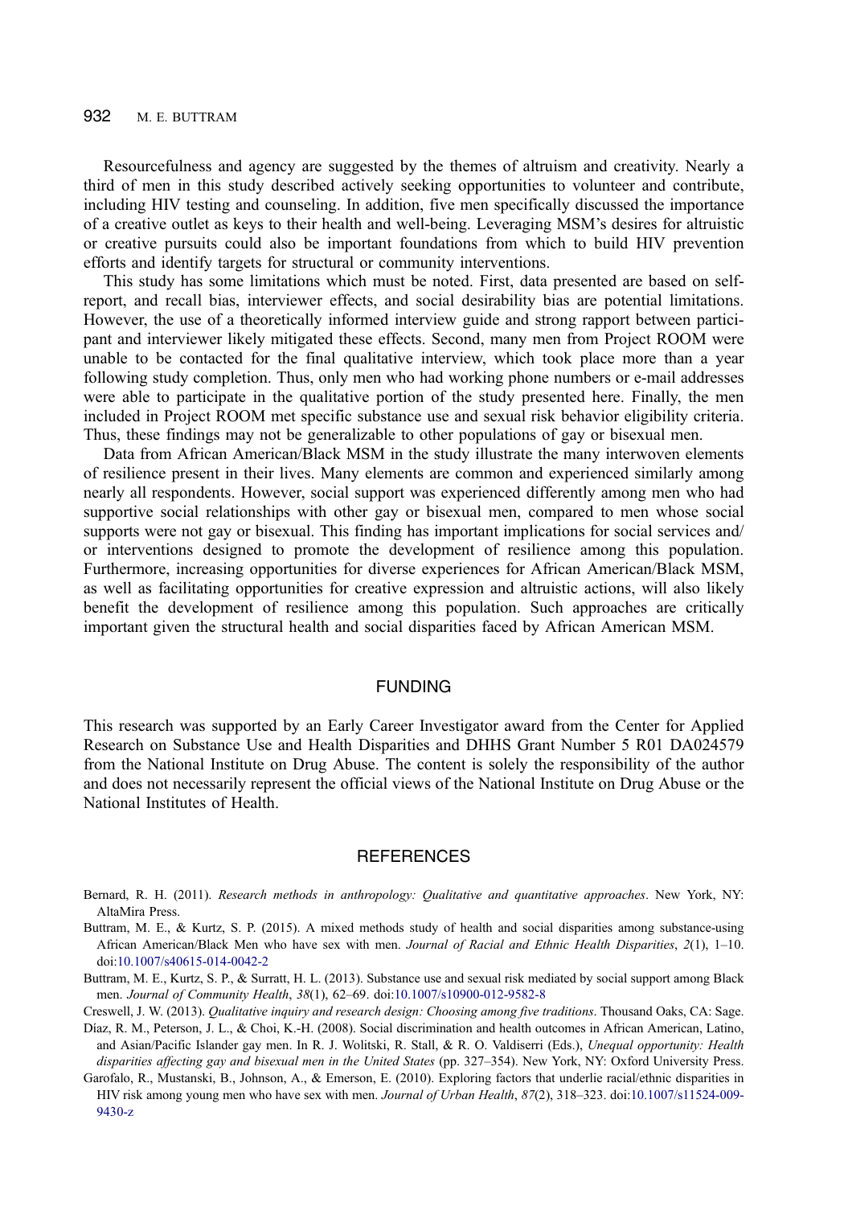Resourcefulness and agency are suggested by the themes of altruism and creativity. Nearly a third of men in this study described actively seeking opportunities to volunteer and contribute, including HIV testing and counseling. In addition, five men specifically discussed the importance of a creative outlet as keys to their health and well-being. Leveraging MSM's desires for altruistic or creative pursuits could also be important foundations from which to build HIV prevention efforts and identify targets for structural or community interventions.

This study has some limitations which must be noted. First, data presented are based on self-report, and recall bias, interviewer effects, and social desirability bias are potential limitations. However, the use of a theoretically informed interview guide and strong rapport between participant and interviewer likely mitigated these effects. Second, many men from Project ROOM were unable to be contacted for the final qualitative interview, which took place more than a year following study completion. Thus, only men who had working phone numbers or e-mail addresses were able to participate in the qualitative portion of the study presented here. Finally, the men included in Project ROOM met specific substance use and sexual risk behavior eligibility criteria. Thus, these findings may not be generalizable to other populations of gay or bisexual men.

Data from African American/Black MSM in the study illustrate the many interwoven elements of resilience present in their lives. Many elements are common and experienced similarly among nearly all respondents. However, social support was experienced differently among men who had supportive social relationships with other gay or bisexual men, compared to men whose social supports were not gay or bisexual. This finding has important implications for social services and/or interventions designed to promote the development of resilience among this population. Furthermore, increasing opportunities for diverse experiences for African American/Black MSM, as well as facilitating opportunities for creative expression and altruistic actions, will also likely benefit the development of resilience among this population. Such approaches are critically important given the structural health and social disparities faced by African American MSM.

## FUNDING

This research was supported by an Early Career Investigator award from the Center for Applied Research on Substance Use and Health Disparities and DHHS Grant Number 5 R01 DA024579 from the National Institute on Drug Abuse. The content is solely the responsibility of the author and does not necessarily represent the official views of the National Institute on Drug Abuse or the National Institutes of Health.

## REFERENCES

Bernard, R. H. (2011). *Research methods in anthropology: Qualitative and quantitative approaches*. New York, NY: AltaMira Press.

Buttram, M. E., & Kurtz, S. P. (2015). A mixed methods study of health and social disparities among substance-using African American/Black Men who have sex with men. *Journal of Racial and Ethnic Health Disparities*, *2*(1), 1–10. doi:10.1007/s40615-014-0042-2

Buttram, M. E., Kurtz, S. P., & Surratt, H. L. (2013). Substance use and sexual risk mediated by social support among Black men. *Journal of Community Health*, *38*(1), 62–69. doi:10.1007/s10900-012-9582-8

Creswell, J. W. (2013). *Qualitative inquiry and research design: Choosing among five traditions*. Thousand Oaks, CA: Sage.

Díaz, R. M., Peterson, J. L., & Choi, K.-H. (2008). Social discrimination and health outcomes in African American, Latino, and Asian/Pacific Islander gay men. In R. J. Wolitski, R. Stall, & R. O. Valdiserri (Eds.), *Unequal opportunity: Health disparities affecting gay and bisexual men in the United States* (pp. 327–354). New York, NY: Oxford University Press.

Garofalo, R., Mustanski, B., Johnson, A., & Emerson, E. (2010). Exploring factors that underlie racial/ethnic disparities in HIV risk among young men who have sex with men. *Journal of Urban Health*, *87*(2), 318–323. doi:10.1007/s11524-009-9430-z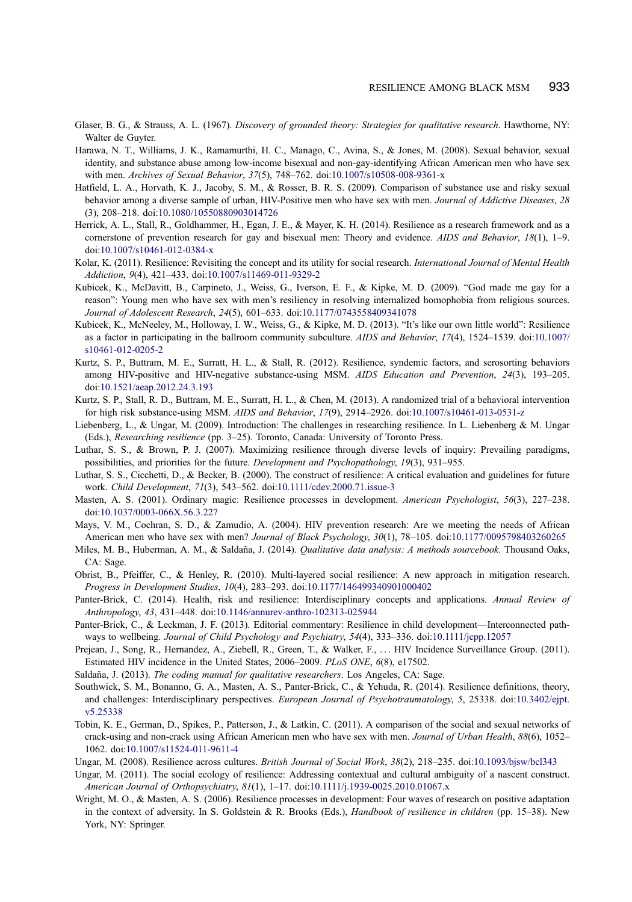Glaser, B. G., & Strauss, A. L. (1967). *Discovery of grounded theory: Strategies for qualitative research*. Hawthorne, NY: Walter de Guyter.

Harawa, N. T., Williams, J. K., Ramamurthi, H. C., Manago, C., Avina, S., & Jones, M. (2008). Sexual behavior, sexual identity, and substance abuse among low-income bisexual and non-gay-identifying African American men who have sex with men. *Archives of Sexual Behavior*, *37*(5), 748–762. doi:10.1007/s10508-008-9361-x

Hatfield, L. A., Horvath, K. J., Jacoby, S. M., & Rosser, B. R. S. (2009). Comparison of substance use and risky sexual behavior among a diverse sample of urban, HIV-Positive men who have sex with men. *Journal of Addictive Diseases*, *28* (3), 208–218. doi:10.1080/10550880903014726

Herrick, A. L., Stall, R., Goldhammer, H., Egan, J. E., & Mayer, K. H. (2014). Resilience as a research framework and as a cornerstone of prevention research for gay and bisexual men: Theory and evidence. *AIDS and Behavior*, *18*(1), 1–9. doi:10.1007/s10461-012-0384-x

Kolar, K. (2011). Resilience: Revisiting the concept and its utility for social research. *International Journal of Mental Health Addiction*, *9*(4), 421–433. doi:10.1007/s11469-011-9329-2

Kubicek, K., McDavitt, B., Carpineto, J., Weiss, G., Iverson, E. F., & Kipke, M. D. (2009). "God made me gay for a reason": Young men who have sex with men's resiliency in resolving internalized homophobia from religious sources. *Journal of Adolescent Research*, *24*(5), 601–633. doi:10.1177/0743558409341078

Kubicek, K., McNeeley, M., Holloway, I. W., Weiss, G., & Kipke, M. D. (2013). "It's like our own little world": Resilience as a factor in participating in the ballroom community subculture. *AIDS and Behavior*, *17*(4), 1524–1539. doi:10.1007/s10461-012-0205-2

Kurtz, S. P., Buttram, M. E., Surratt, H. L., & Stall, R. (2012). Resilience, syndemic factors, and serosorting behaviors among HIV-positive and HIV-negative substance-using MSM. *AIDS Education and Prevention*, *24*(3), 193–205. doi:10.1521/aeap.2012.24.3.193

Kurtz, S. P., Stall, R. D., Buttram, M. E., Surratt, H. L., & Chen, M. (2013). A randomized trial of a behavioral intervention for high risk substance-using MSM. *AIDS and Behavior*, *17*(9), 2914–2926. doi:10.1007/s10461-013-0531-z

Liebenberg, L., & Ungar, M. (2009). Introduction: The challenges in researching resilience. In L. Liebenberg & M. Ungar (Eds.), *Researching resilience* (pp. 3–25). Toronto, Canada: University of Toronto Press.

Luthar, S. S., & Brown, P. J. (2007). Maximizing resilience through diverse levels of inquiry: Prevailing paradigms, possibilities, and priorities for the future. *Development and Psychopathology*, *19*(3), 931–955.

Luthar, S. S., Cicchetti, D., & Becker, B. (2000). The construct of resilience: A critical evaluation and guidelines for future work. *Child Development*, *71*(3), 543–562. doi:10.1111/cdev.2000.71.issue-3

Masten, A. S. (2001). Ordinary magic: Resilience processes in development. *American Psychologist*, *56*(3), 227–238. doi:10.1037/0003-066X.56.3.227

Mays, V. M., Cochran, S. D., & Zamudio, A. (2004). HIV prevention research: Are we meeting the needs of African American men who have sex with men? *Journal of Black Psychology*, *30*(1), 78–105. doi:10.1177/0095798403260265

Miles, M. B., Huberman, A. M., & Saldaña, J. (2014). *Qualitative data analysis: A methods sourcebook*. Thousand Oaks, CA: Sage.

Obrist, B., Pfeiffer, C., & Henley, R. (2010). Multi-layered social resilience: A new approach in mitigation research. *Progress in Development Studies*, *10*(4), 283–293. doi:10.1177/146499340901000402

Panter-Brick, C. (2014). Health, risk and resilience: Interdisciplinary concepts and applications. *Annual Review of Anthropology*, *43*, 431–448. doi:10.1146/annurev-anthro-102313-025944

Panter-Brick, C., & Leckman, J. F. (2013). Editorial commentary: Resilience in child development—Interconnected pathways to wellbeing. *Journal of Child Psychology and Psychiatry*, *54*(4), 333–336. doi:10.1111/jcpp.12057

Prejean, J., Song, R., Hernandez, A., Ziebell, R., Green, T., & Walker, F., … HIV Incidence Surveillance Group. (2011). Estimated HIV incidence in the United States, 2006–2009. *PLoS ONE*, *6*(8), e17502.

Saldaña, J. (2013). *The coding manual for qualitative researchers*. Los Angeles, CA: Sage.

Southwick, S. M., Bonanno, G. A., Masten, A. S., Panter-Brick, C., & Yehuda, R. (2014). Resilience definitions, theory, and challenges: Interdisciplinary perspectives. *European Journal of Psychotraumatology*, *5*, 25338. doi:10.3402/ejpt.v5.25338

Tobin, K. E., German, D., Spikes, P., Patterson, J., & Latkin, C. (2011). A comparison of the social and sexual networks of crack-using and non-crack using African American men who have sex with men. *Journal of Urban Health*, *88*(6), 1052–1062. doi:10.1007/s11524-011-9611-4

Ungar, M. (2008). Resilience across cultures. *British Journal of Social Work*, *38*(2), 218–235. doi:10.1093/bjsw/bcl343

Ungar, M. (2011). The social ecology of resilience: Addressing contextual and cultural ambiguity of a nascent construct. *American Journal of Orthopsychiatry*, *81*(1), 1–17. doi:10.1111/j.1939-0025.2010.01067.x

Wright, M. O., & Masten, A. S. (2006). Resilience processes in development: Four waves of research on positive adaptation in the context of adversity. In S. Goldstein & R. Brooks (Eds.), *Handbook of resilience in children* (pp. 15–38). New York, NY: Springer.